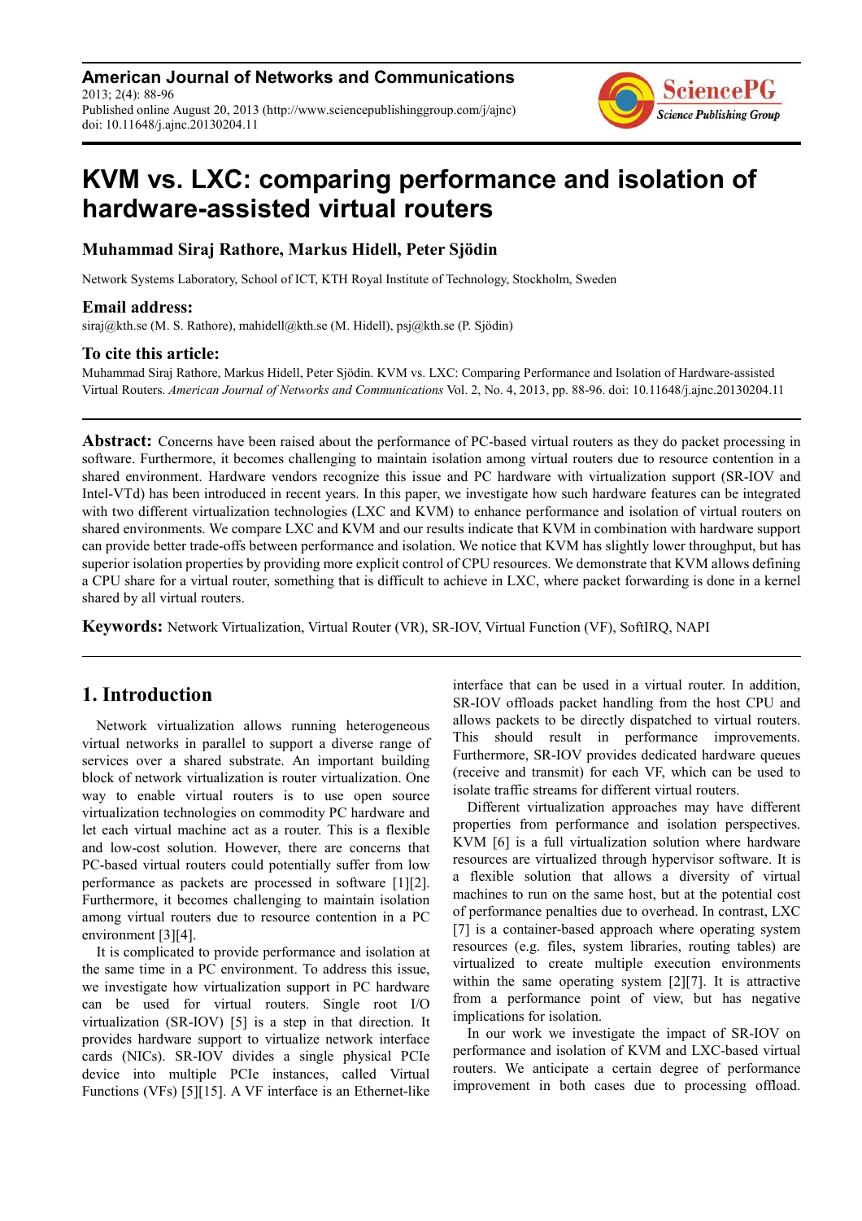**American Journal of Networks and Communications**
2013; 2(4): 88-96
Published online August 20, 2013 (http://www.sciencepublishinggroup.com/j/ajnc)
doi: 10.11648/j.ajnc.20130204.11

# KVM vs. LXC: comparing performance and isolation of hardware-assisted virtual routers

**Muhammad Siraj Rathore, Markus Hidell, Peter Sjödin**

Network Systems Laboratory, School of ICT, KTH Royal Institute of Technology, Stockholm, Sweden

### Email address:

siraj@kth.se (M. S. Rathore), mahidell@kth.se (M. Hidell), psj@kth.se (P. Sjödin)

### To cite this article:

Muhammad Siraj Rathore, Markus Hidell, Peter Sjödin. KVM vs. LXC: Comparing Performance and Isolation of Hardware-assisted Virtual Routers. *American Journal of Networks and Communications* Vol. 2, No. 4, 2013, pp. 88-96. doi: 10.11648/j.ajnc.20130204.11

**Abstract:** Concerns have been raised about the performance of PC-based virtual routers as they do packet processing in software. Furthermore, it becomes challenging to maintain isolation among virtual routers due to resource contention in a shared environment. Hardware vendors recognize this issue and PC hardware with virtualization support (SR-IOV and Intel-VTd) has been introduced in recent years. In this paper, we investigate how such hardware features can be integrated with two different virtualization technologies (LXC and KVM) to enhance performance and isolation of virtual routers on shared environments. We compare LXC and KVM and our results indicate that KVM in combination with hardware support can provide better trade-offs between performance and isolation. We notice that KVM has slightly lower throughput, but has superior isolation properties by providing more explicit control of CPU resources. We demonstrate that KVM allows defining a CPU share for a virtual router, something that is difficult to achieve in LXC, where packet forwarding is done in a kernel shared by all virtual routers.

**Keywords:** Network Virtualization, Virtual Router (VR), SR-IOV, Virtual Function (VF), SoftIRQ, NAPI

## 1. Introduction

Network virtualization allows running heterogeneous virtual networks in parallel to support a diverse range of services over a shared substrate. An important building block of network virtualization is router virtualization. One way to enable virtual routers is to use open source virtualization technologies on commodity PC hardware and let each virtual machine act as a router. This is a flexible and low-cost solution. However, there are concerns that PC-based virtual routers could potentially suffer from low performance as packets are processed in software [1][2]. Furthermore, it becomes challenging to maintain isolation among virtual routers due to resource contention in a PC environment [3][4].

It is complicated to provide performance and isolation at the same time in a PC environment. To address this issue, we investigate how virtualization support in PC hardware can be used for virtual routers. Single root I/O virtualization (SR-IOV) [5] is a step in that direction. It provides hardware support to virtualize network interface cards (NICs). SR-IOV divides a single physical PCIe device into multiple PCIe instances, called Virtual Functions (VFs) [5][15]. A VF interface is an Ethernet-like interface that can be used in a virtual router. In addition, SR-IOV offloads packet handling from the host CPU and allows packets to be directly dispatched to virtual routers. This should result in performance improvements. Furthermore, SR-IOV provides dedicated hardware queues (receive and transmit) for each VF, which can be used to isolate traffic streams for different virtual routers.

Different virtualization approaches may have different properties from performance and isolation perspectives. KVM [6] is a full virtualization solution where hardware resources are virtualized through hypervisor software. It is a flexible solution that allows a diversity of virtual machines to run on the same host, but at the potential cost of performance penalties due to overhead. In contrast, LXC [7] is a container-based approach where operating system resources (e.g. files, system libraries, routing tables) are virtualized to create multiple execution environments within the same operating system [2][7]. It is attractive from a performance point of view, but has negative implications for isolation.

In our work we investigate the impact of SR-IOV on performance and isolation of KVM and LXC-based virtual routers. We anticipate a certain degree of performance improvement in both cases due to processing offload.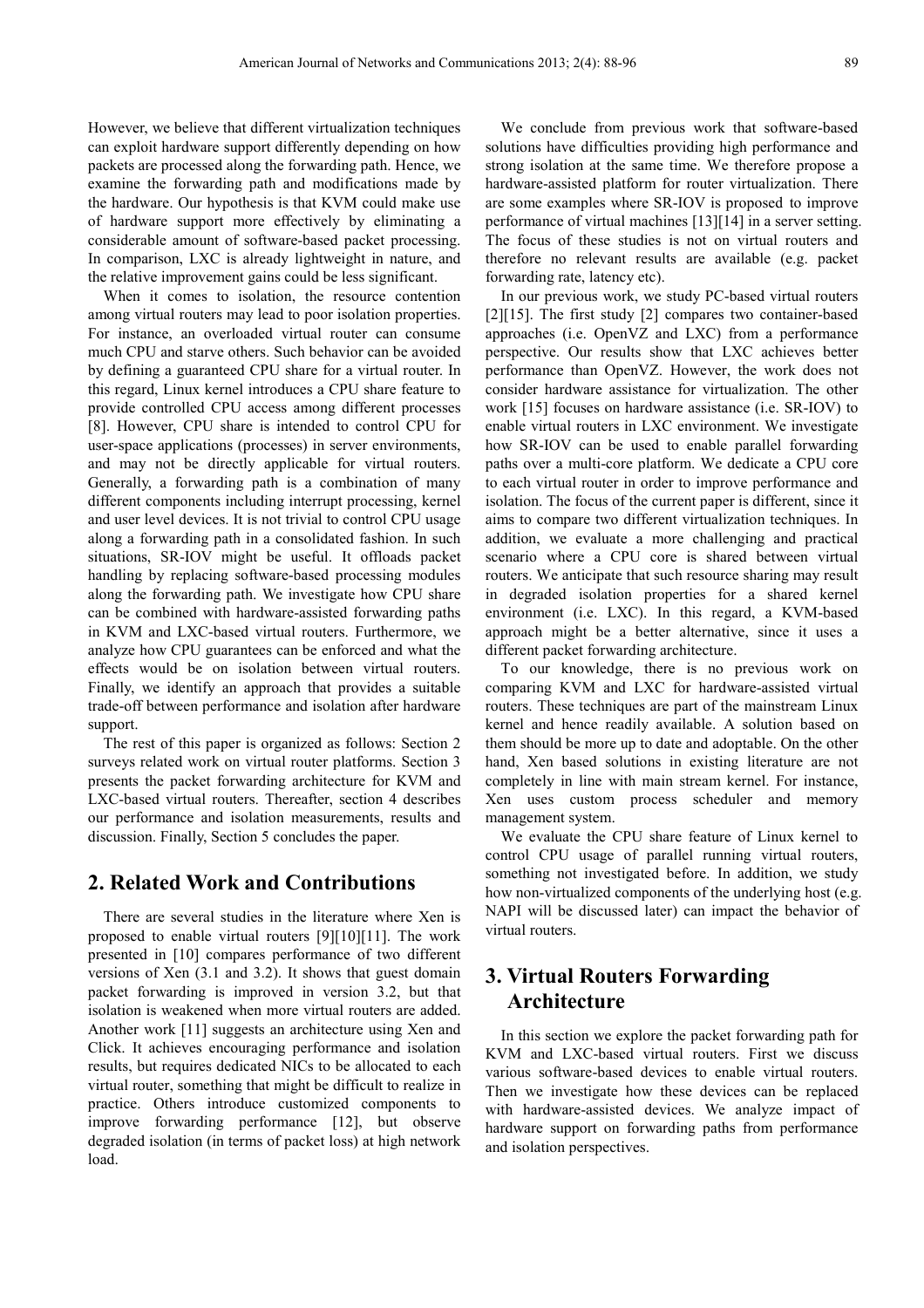However, we believe that different virtualization techniques can exploit hardware support differently depending on how packets are processed along the forwarding path. Hence, we examine the forwarding path and modifications made by the hardware. Our hypothesis is that KVM could make use of hardware support more effectively by eliminating a considerable amount of software-based packet processing. In comparison, LXC is already lightweight in nature, and the relative improvement gains could be less significant.

When it comes to isolation, the resource contention among virtual routers may lead to poor isolation properties. For instance, an overloaded virtual router can consume much CPU and starve others. Such behavior can be avoided by defining a guaranteed CPU share for a virtual router. In this regard, Linux kernel introduces a CPU share feature to provide controlled CPU access among different processes [8]. However, CPU share is intended to control CPU for user-space applications (processes) in server environments, and may not be directly applicable for virtual routers. Generally, a forwarding path is a combination of many different components including interrupt processing, kernel and user level devices. It is not trivial to control CPU usage along a forwarding path in a consolidated fashion. In such situations, SR-IOV might be useful. It offloads packet handling by replacing software-based processing modules along the forwarding path. We investigate how CPU share can be combined with hardware-assisted forwarding paths in KVM and LXC-based virtual routers. Furthermore, we analyze how CPU guarantees can be enforced and what the effects would be on isolation between virtual routers. Finally, we identify an approach that provides a suitable trade-off between performance and isolation after hardware support.

The rest of this paper is organized as follows: Section 2 surveys related work on virtual router platforms. Section 3 presents the packet forwarding architecture for KVM and LXC-based virtual routers. Thereafter, section 4 describes our performance and isolation measurements, results and discussion. Finally, Section 5 concludes the paper.

## 2. Related Work and Contributions

There are several studies in the literature where Xen is proposed to enable virtual routers [9][10][11]. The work presented in [10] compares performance of two different versions of Xen (3.1 and 3.2). It shows that guest domain packet forwarding is improved in version 3.2, but that isolation is weakened when more virtual routers are added. Another work [11] suggests an architecture using Xen and Click. It achieves encouraging performance and isolation results, but requires dedicated NICs to be allocated to each virtual router, something that might be difficult to realize in practice. Others introduce customized components to improve forwarding performance [12], but observe degraded isolation (in terms of packet loss) at high network load.

We conclude from previous work that software-based solutions have difficulties providing high performance and strong isolation at the same time. We therefore propose a hardware-assisted platform for router virtualization. There are some examples where SR-IOV is proposed to improve performance of virtual machines [13][14] in a server setting. The focus of these studies is not on virtual routers and therefore no relevant results are available (e.g. packet forwarding rate, latency etc).

In our previous work, we study PC-based virtual routers [2][15]. The first study [2] compares two container-based approaches (i.e. OpenVZ and LXC) from a performance perspective. Our results show that LXC achieves better performance than OpenVZ. However, the work does not consider hardware assistance for virtualization. The other work [15] focuses on hardware assistance (i.e. SR-IOV) to enable virtual routers in LXC environment. We investigate how SR-IOV can be used to enable parallel forwarding paths over a multi-core platform. We dedicate a CPU core to each virtual router in order to improve performance and isolation. The focus of the current paper is different, since it aims to compare two different virtualization techniques. In addition, we evaluate a more challenging and practical scenario where a CPU core is shared between virtual routers. We anticipate that such resource sharing may result in degraded isolation properties for a shared kernel environment (i.e. LXC). In this regard, a KVM-based approach might be a better alternative, since it uses a different packet forwarding architecture.

To our knowledge, there is no previous work on comparing KVM and LXC for hardware-assisted virtual routers. These techniques are part of the mainstream Linux kernel and hence readily available. A solution based on them should be more up to date and adoptable. On the other hand, Xen based solutions in existing literature are not completely in line with main stream kernel. For instance, Xen uses custom process scheduler and memory management system.

We evaluate the CPU share feature of Linux kernel to control CPU usage of parallel running virtual routers, something not investigated before. In addition, we study how non-virtualized components of the underlying host (e.g. NAPI will be discussed later) can impact the behavior of virtual routers.

## 3. Virtual Routers Forwarding Architecture

In this section we explore the packet forwarding path for KVM and LXC-based virtual routers. First we discuss various software-based devices to enable virtual routers. Then we investigate how these devices can be replaced with hardware-assisted devices. We analyze impact of hardware support on forwarding paths from performance and isolation perspectives.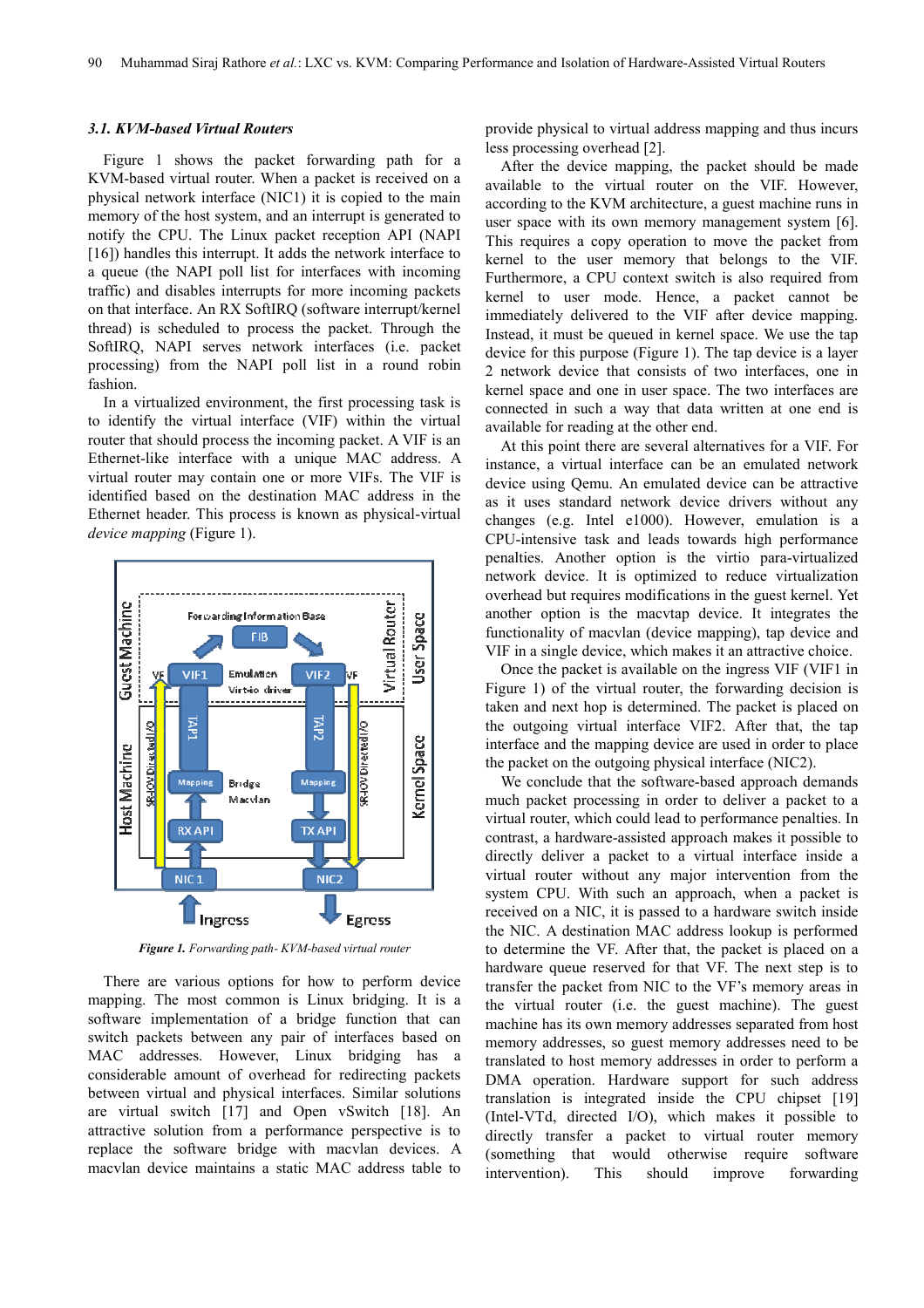### 3.1. KVM-based Virtual Routers

Figure 1 shows the packet forwarding path for a KVM-based virtual router. When a packet is received on a physical network interface (NIC1) it is copied to the main memory of the host system, and an interrupt is generated to notify the CPU. The Linux packet reception API (NAPI [16]) handles this interrupt. It adds the network interface to a queue (the NAPI poll list for interfaces with incoming traffic) and disables interrupts for more incoming packets on that interface. An RX SoftIRQ (software interrupt/kernel thread) is scheduled to process the packet. Through the SoftIRQ, NAPI serves network interfaces (i.e. packet processing) from the NAPI poll list in a round robin fashion.

In a virtualized environment, the first processing task is to identify the virtual interface (VIF) within the virtual router that should process the incoming packet. A VIF is an Ethernet-like interface with a unique MAC address. A virtual router may contain one or more VIFs. The VIF is identified based on the destination MAC address in the Ethernet header. This process is known as physical-virtual *device mapping* (Figure 1).

***Figure 1.*** *Forwarding path- KVM-based virtual router*

There are various options for how to perform device mapping. The most common is Linux bridging. It is a software implementation of a bridge function that can switch packets between any pair of interfaces based on MAC addresses. However, Linux bridging has a considerable amount of overhead for redirecting packets between virtual and physical interfaces. Similar solutions are virtual switch [17] and Open vSwitch [18]. An attractive solution from a performance perspective is to replace the software bridge with macvlan devices. A macvlan device maintains a static MAC address table to provide physical to virtual address mapping and thus incurs less processing overhead [2].

After the device mapping, the packet should be made available to the virtual router on the VIF. However, according to the KVM architecture, a guest machine runs in user space with its own memory management system [6]. This requires a copy operation to move the packet from kernel to the user memory that belongs to the VIF. Furthermore, a CPU context switch is also required from kernel to user mode. Hence, a packet cannot be immediately delivered to the VIF after device mapping. Instead, it must be queued in kernel space. We use the tap device for this purpose (Figure 1). The tap device is a layer 2 network device that consists of two interfaces, one in kernel space and one in user space. The two interfaces are connected in such a way that data written at one end is available for reading at the other end.

At this point there are several alternatives for a VIF. For instance, a virtual interface can be an emulated network device using Qemu. An emulated device can be attractive as it uses standard network device drivers without any changes (e.g. Intel e1000). However, emulation is a CPU-intensive task and leads towards high performance penalties. Another option is the virtio para-virtualized network device. It is optimized to reduce virtualization overhead but requires modifications in the guest kernel. Yet another option is the macvtap device. It integrates the functionality of macvlan (device mapping), tap device and VIF in a single device, which makes it an attractive choice.

Once the packet is available on the ingress VIF (VIF1 in Figure 1) of the virtual router, the forwarding decision is taken and next hop is determined. The packet is placed on the outgoing virtual interface VIF2. After that, the tap interface and the mapping device are used in order to place the packet on the outgoing physical interface (NIC2).

We conclude that the software-based approach demands much packet processing in order to deliver a packet to a virtual router, which could lead to performance penalties. In contrast, a hardware-assisted approach makes it possible to directly deliver a packet to a virtual interface inside a virtual router without any major intervention from the system CPU. With such an approach, when a packet is received on a NIC, it is passed to a hardware switch inside the NIC. A destination MAC address lookup is performed to determine the VF. After that, the packet is placed on a hardware queue reserved for that VF. The next step is to transfer the packet from NIC to the VF's memory areas in the virtual router (i.e. the guest machine). The guest machine has its own memory addresses separated from host memory addresses, so guest memory addresses need to be translated to host memory addresses in order to perform a DMA operation. Hardware support for such address translation is integrated inside the CPU chipset [19] (Intel-VTd, directed I/O), which makes it possible to directly transfer a packet to virtual router memory (something that would otherwise require software intervention). This should improve forwarding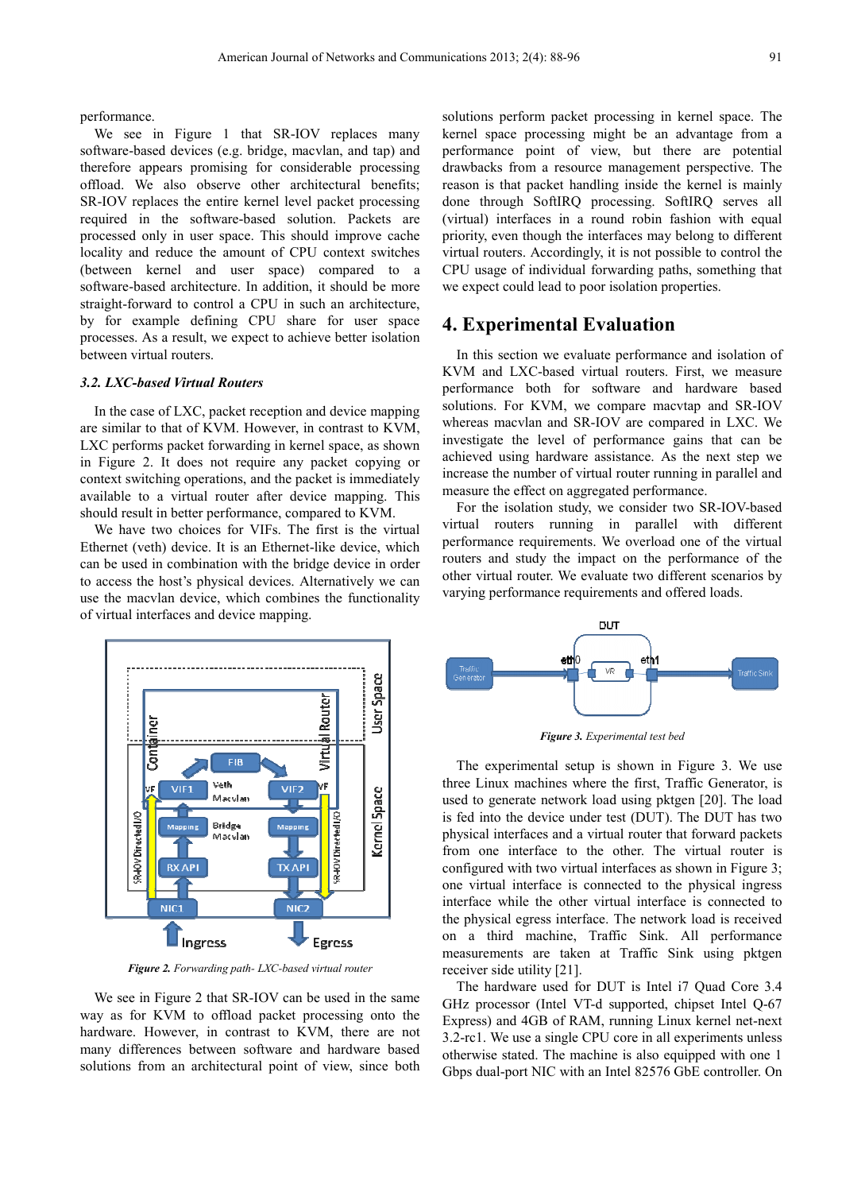performance.

We see in Figure 1 that SR-IOV replaces many software-based devices (e.g. bridge, macvlan, and tap) and therefore appears promising for considerable processing offload. We also observe other architectural benefits; SR-IOV replaces the entire kernel level packet processing required in the software-based solution. Packets are processed only in user space. This should improve cache locality and reduce the amount of CPU context switches (between kernel and user space) compared to a software-based architecture. In addition, it should be more straight-forward to control a CPU in such an architecture, by for example defining CPU share for user space processes. As a result, we expect to achieve better isolation between virtual routers.

### 3.2. LXC-based Virtual Routers

In the case of LXC, packet reception and device mapping are similar to that of KVM. However, in contrast to KVM, LXC performs packet forwarding in kernel space, as shown in Figure 2. It does not require any packet copying or context switching operations, and the packet is immediately available to a virtual router after device mapping. This should result in better performance, compared to KVM.

We have two choices for VIFs. The first is the virtual Ethernet (veth) device. It is an Ethernet-like device, which can be used in combination with the bridge device in order to access the host's physical devices. Alternatively we can use the macvlan device, which combines the functionality of virtual interfaces and device mapping.

*Figure 2. Forwarding path- LXC-based virtual router*

We see in Figure 2 that SR-IOV can be used in the same way as for KVM to offload packet processing onto the hardware. However, in contrast to KVM, there are not many differences between software and hardware based solutions from an architectural point of view, since both solutions perform packet processing in kernel space. The kernel space processing might be an advantage from a performance point of view, but there are potential drawbacks from a resource management perspective. The reason is that packet handling inside the kernel is mainly done through SoftIRQ processing. SoftIRQ serves all (virtual) interfaces in a round robin fashion with equal priority, even though the interfaces may belong to different virtual routers. Accordingly, it is not possible to control the CPU usage of individual forwarding paths, something that we expect could lead to poor isolation properties.

## 4. Experimental Evaluation

In this section we evaluate performance and isolation of KVM and LXC-based virtual routers. First, we measure performance both for software and hardware based solutions. For KVM, we compare macvtap and SR-IOV whereas macvlan and SR-IOV are compared in LXC. We investigate the level of performance gains that can be achieved using hardware assistance. As the next step we increase the number of virtual router running in parallel and measure the effect on aggregated performance.

For the isolation study, we consider two SR-IOV-based virtual routers running in parallel with different performance requirements. We overload one of the virtual routers and study the impact on the performance of the other virtual router. We evaluate two different scenarios by varying performance requirements and offered loads.

*Figure 3. Experimental test bed*

The experimental setup is shown in Figure 3. We use three Linux machines where the first, Traffic Generator, is used to generate network load using pktgen [20]. The load is fed into the device under test (DUT). The DUT has two physical interfaces and a virtual router that forward packets from one interface to the other. The virtual router is configured with two virtual interfaces as shown in Figure 3; one virtual interface is connected to the physical ingress interface while the other virtual interface is connected to the physical egress interface. The network load is received on a third machine, Traffic Sink. All performance measurements are taken at Traffic Sink using pktgen receiver side utility [21].

The hardware used for DUT is Intel i7 Quad Core 3.4 GHz processor (Intel VT-d supported, chipset Intel Q-67 Express) and 4GB of RAM, running Linux kernel net-next 3.2-rc1. We use a single CPU core in all experiments unless otherwise stated. The machine is also equipped with one 1 Gbps dual-port NIC with an Intel 82576 GbE controller. On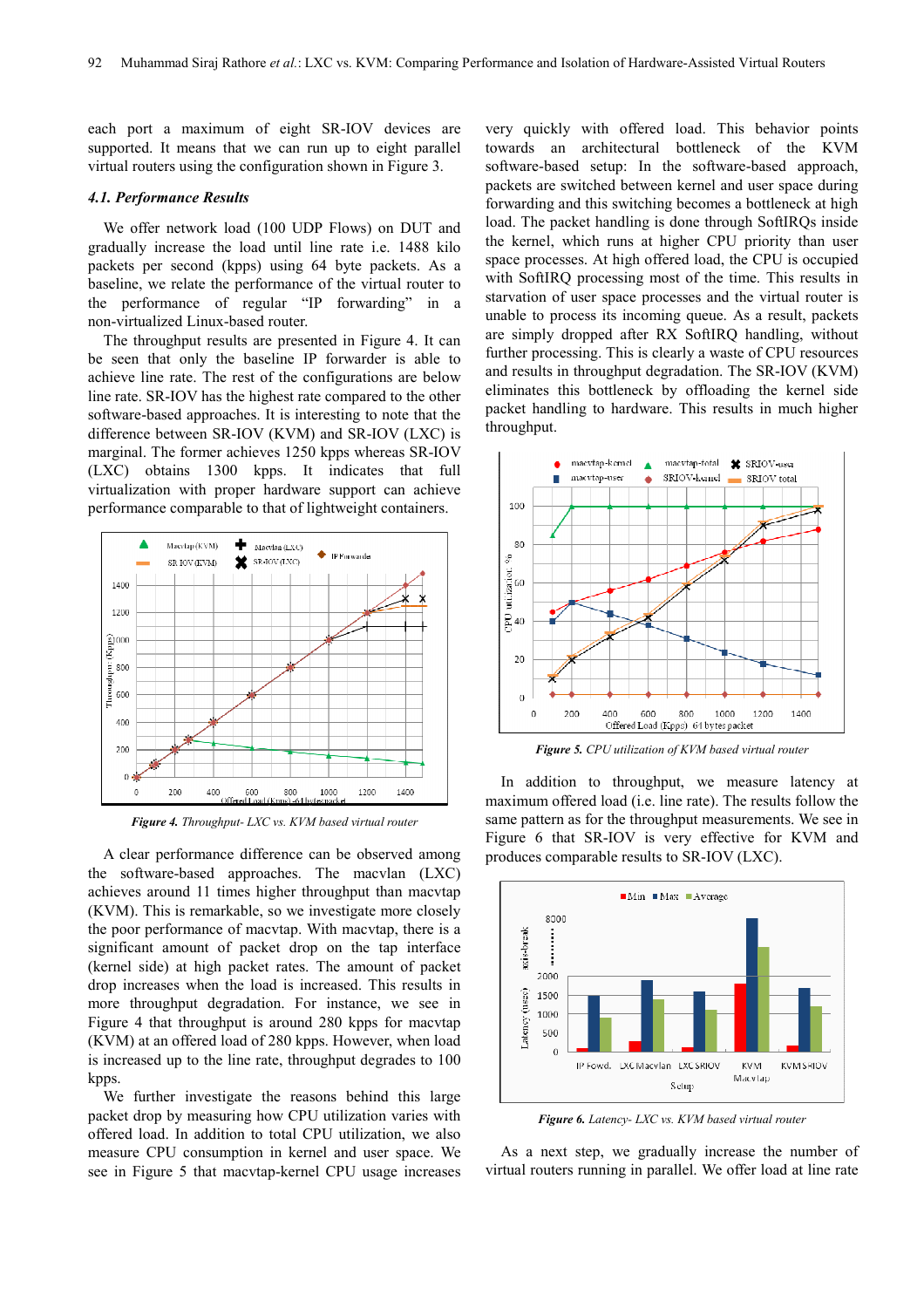each port a maximum of eight SR-IOV devices are supported. It means that we can run up to eight parallel virtual routers using the configuration shown in Figure 3.

### 4.1. Performance Results

We offer network load (100 UDP Flows) on DUT and gradually increase the load until line rate i.e. 1488 kilo packets per second (kpps) using 64 byte packets. As a baseline, we relate the performance of the virtual router to the performance of regular "IP forwarding" in a non-virtualized Linux-based router.

The throughput results are presented in Figure 4. It can be seen that only the baseline IP forwarder is able to achieve line rate. The rest of the configurations are below line rate. SR-IOV has the highest rate compared to the other software-based approaches. It is interesting to note that the difference between SR-IOV (KVM) and SR-IOV (LXC) is marginal. The former achieves 1250 kpps whereas SR-IOV (LXC) obtains 1300 kpps. It indicates that full virtualization with proper hardware support can achieve performance comparable to that of lightweight containers.

*Figure 4. Throughput- LXC vs. KVM based virtual router*

A clear performance difference can be observed among the software-based approaches. The macvlan (LXC) achieves around 11 times higher throughput than macvtap (KVM). This is remarkable, so we investigate more closely the poor performance of macvtap. With macvtap, there is a significant amount of packet drop on the tap interface (kernel side) at high packet rates. The amount of packet drop increases when the load is increased. This results in more throughput degradation. For instance, we see in Figure 4 that throughput is around 280 kpps for macvtap (KVM) at an offered load of 280 kpps. However, when load is increased up to the line rate, throughput degrades to 100 kpps.

We further investigate the reasons behind this large packet drop by measuring how CPU utilization varies with offered load. In addition to total CPU utilization, we also measure CPU consumption in kernel and user space. We see in Figure 5 that macvtap-kernel CPU usage increases very quickly with offered load. This behavior points towards an architectural bottleneck of the KVM software-based setup: In the software-based approach, packets are switched between kernel and user space during forwarding and this switching becomes a bottleneck at high load. The packet handling is done through SoftIRQs inside the kernel, which runs at higher CPU priority than user space processes. At high offered load, the CPU is occupied with SoftIRQ processing most of the time. This results in starvation of user space processes and the virtual router is unable to process its incoming queue. As a result, packets are simply dropped after RX SoftIRQ handling, without further processing. This is clearly a waste of CPU resources and results in throughput degradation. The SR-IOV (KVM) eliminates this bottleneck by offloading the kernel side packet handling to hardware. This results in much higher throughput.

*Figure 5. CPU utilization of KVM based virtual router*

In addition to throughput, we measure latency at maximum offered load (i.e. line rate). The results follow the same pattern as for the throughput measurements. We see in Figure 6 that SR-IOV is very effective for KVM and produces comparable results to SR-IOV (LXC).

*Figure 6. Latency- LXC vs. KVM based virtual router*

As a next step, we gradually increase the number of virtual routers running in parallel. We offer load at line rate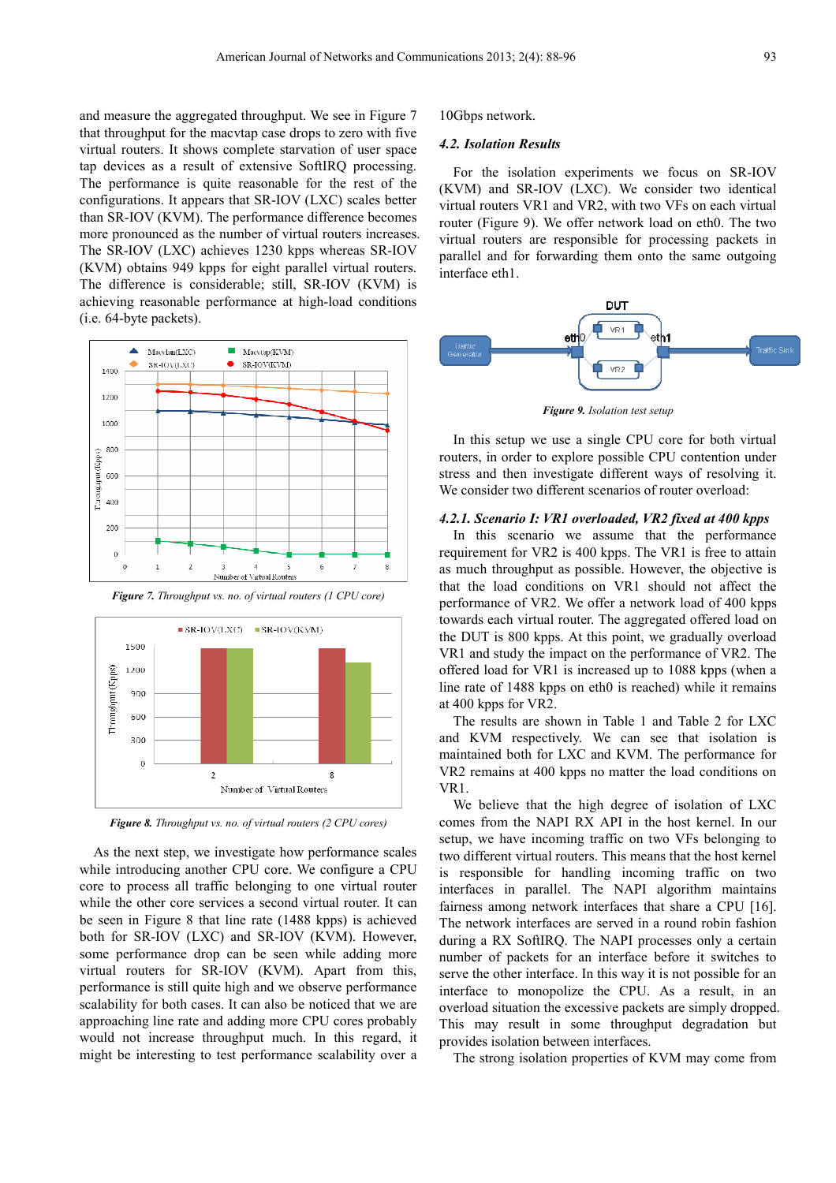and measure the aggregated throughput. We see in Figure 7 that throughput for the macvtap case drops to zero with five virtual routers. It shows complete starvation of user space tap devices as a result of extensive SoftIRQ processing. The performance is quite reasonable for the rest of the configurations. It appears that SR-IOV (LXC) scales better than SR-IOV (KVM). The performance difference becomes more pronounced as the number of virtual routers increases. The SR-IOV (LXC) achieves 1230 kpps whereas SR-IOV (KVM) obtains 949 kpps for eight parallel virtual routers. The difference is considerable; still, SR-IOV (KVM) is achieving reasonable performance at high-load conditions (i.e. 64-byte packets).

*Figure 7. Throughput vs. no. of virtual routers (1 CPU core)*

*Figure 8. Throughput vs. no. of virtual routers (2 CPU cores)*

As the next step, we investigate how performance scales while introducing another CPU core. We configure a CPU core to process all traffic belonging to one virtual router while the other core services a second virtual router. It can be seen in Figure 8 that line rate (1488 kpps) is achieved both for SR-IOV (LXC) and SR-IOV (KVM). However, some performance drop can be seen while adding more virtual routers for SR-IOV (KVM). Apart from this, performance is still quite high and we observe performance scalability for both cases. It can also be noticed that we are approaching line rate and adding more CPU cores probably would not increase throughput much. In this regard, it might be interesting to test performance scalability over a 10Gbps network.

### 4.2. Isolation Results

For the isolation experiments we focus on SR-IOV (KVM) and SR-IOV (LXC). We consider two identical virtual routers VR1 and VR2, with two VFs on each virtual router (Figure 9). We offer network load on eth0. The two virtual routers are responsible for processing packets in parallel and for forwarding them onto the same outgoing interface eth1.

*Figure 9. Isolation test setup*

In this setup we use a single CPU core for both virtual routers, in order to explore possible CPU contention under stress and then investigate different ways of resolving it. We consider two different scenarios of router overload:

#### 4.2.1. Scenario I: VR1 overloaded, VR2 fixed at 400 kpps

In this scenario we assume that the performance requirement for VR2 is 400 kpps. The VR1 is free to attain as much throughput as possible. However, the objective is that the load conditions on VR1 should not affect the performance of VR2. We offer a network load of 400 kpps towards each virtual router. The aggregated offered load on the DUT is 800 kpps. At this point, we gradually overload VR1 and study the impact on the performance of VR2. The offered load for VR1 is increased up to 1088 kpps (when a line rate of 1488 kpps on eth0 is reached) while it remains at 400 kpps for VR2.

The results are shown in Table 1 and Table 2 for LXC and KVM respectively. We can see that isolation is maintained both for LXC and KVM. The performance for VR2 remains at 400 kpps no matter the load conditions on VR1.

We believe that the high degree of isolation of LXC comes from the NAPI RX API in the host kernel. In our setup, we have incoming traffic on two VFs belonging to two different virtual routers. This means that the host kernel is responsible for handling incoming traffic on two interfaces in parallel. The NAPI algorithm maintains fairness among network interfaces that share a CPU [16]. The network interfaces are served in a round robin fashion during a RX SoftIRQ. The NAPI processes only a certain number of packets for an interface before it switches to serve the other interface. In this way it is not possible for an interface to monopolize the CPU. As a result, in an overload situation the excessive packets are simply dropped. This may result in some throughput degradation but provides isolation between interfaces.

The strong isolation properties of KVM may come from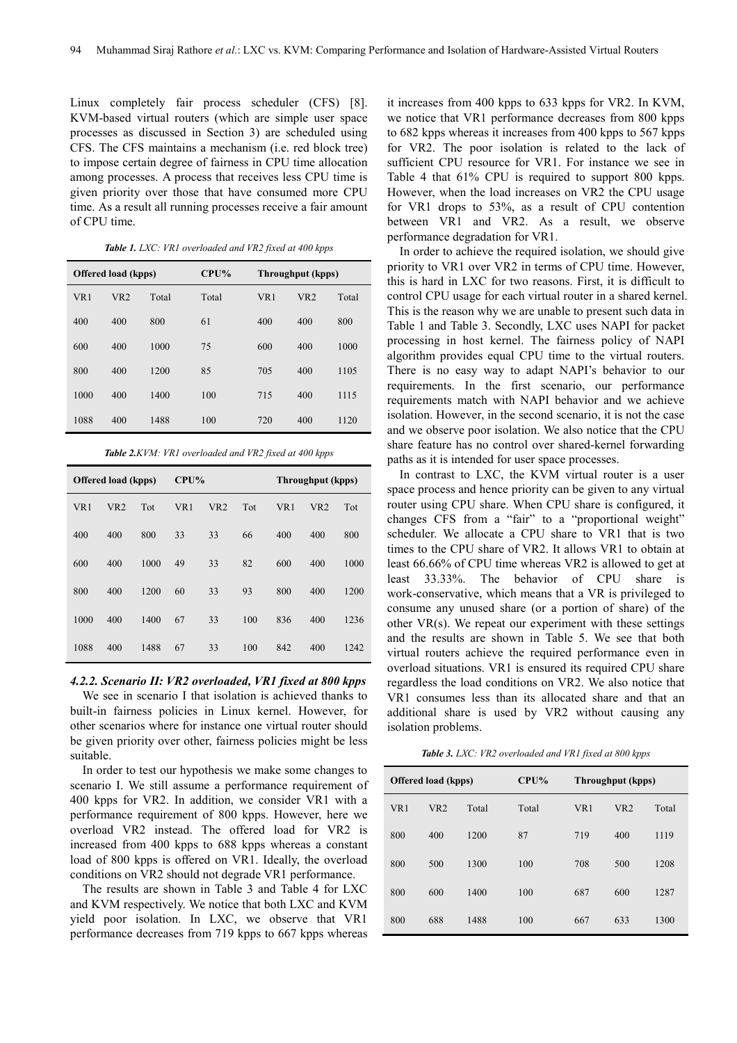Linux completely fair process scheduler (CFS) [8]. KVM-based virtual routers (which are simple user space processes as discussed in Section 3) are scheduled using CFS. The CFS maintains a mechanism (i.e. red block tree) to impose certain degree of fairness in CPU time allocation among processes. A process that receives less CPU time is given priority over those that have consumed more CPU time. As a result all running processes receive a fair amount of CPU time.

***Table 1.*** *LXC: VR1 overloaded and VR2 fixed at 400 kpps*

| Offered load (kpps) | | | CPU% | Throughput (kpps) | | |
|---|---|---|---|---|---|---|
| VR1 | VR2 | Total | Total | VR1 | VR2 | Total |
| 400 | 400 | 800 | 61 | 400 | 400 | 800 |
| 600 | 400 | 1000 | 75 | 600 | 400 | 1000 |
| 800 | 400 | 1200 | 85 | 705 | 400 | 1105 |
| 1000 | 400 | 1400 | 100 | 715 | 400 | 1115 |
| 1088 | 400 | 1488 | 100 | 720 | 400 | 1120 |

***Table 2.*** *KVM: VR1 overloaded and VR2 fixed at 400 kpps*

| Offered load (kpps) | | | CPU% | | | Throughput (kpps) | | |
|---|---|---|---|---|---|---|---|---|
| VR1 | VR2 | Tot | VR1 | VR2 | Tot | VR1 | VR2 | Tot |
| 400 | 400 | 800 | 33 | 33 | 66 | 400 | 400 | 800 |
| 600 | 400 | 1000 | 49 | 33 | 82 | 600 | 400 | 1000 |
| 800 | 400 | 1200 | 60 | 33 | 93 | 800 | 400 | 1200 |
| 1000 | 400 | 1400 | 67 | 33 | 100 | 836 | 400 | 1236 |
| 1088 | 400 | 1488 | 67 | 33 | 100 | 842 | 400 | 1242 |

#### *4.2.2. Scenario II: VR2 overloaded, VR1 fixed at 800 kpps*

We see in scenario I that isolation is achieved thanks to built-in fairness policies in Linux kernel. However, for other scenarios where for instance one virtual router should be given priority over other, fairness policies might be less suitable.

In order to test our hypothesis we make some changes to scenario I. We still assume a performance requirement of 400 kpps for VR2. In addition, we consider VR1 with a performance requirement of 800 kpps. However, here we overload VR2 instead. The offered load for VR2 is increased from 400 kpps to 688 kpps whereas a constant load of 800 kpps is offered on VR1. Ideally, the overload conditions on VR2 should not degrade VR1 performance.

The results are shown in Table 3 and Table 4 for LXC and KVM respectively. We notice that both LXC and KVM yield poor isolation. In LXC, we observe that VR1 performance decreases from 719 kpps to 667 kpps whereas it increases from 400 kpps to 633 kpps for VR2. In KVM, we notice that VR1 performance decreases from 800 kpps to 682 kpps whereas it increases from 400 kpps to 567 kpps for VR2. The poor isolation is related to the lack of sufficient CPU resource for VR1. For instance we see in Table 4 that 61% CPU is required to support 800 kpps. However, when the load increases on VR2 the CPU usage for VR1 drops to 53%, as a result of CPU contention between VR1 and VR2. As a result, we observe performance degradation for VR1.

In order to achieve the required isolation, we should give priority to VR1 over VR2 in terms of CPU time. However, this is hard in LXC for two reasons. First, it is difficult to control CPU usage for each virtual router in a shared kernel. This is the reason why we are unable to present such data in Table 1 and Table 3. Secondly, LXC uses NAPI for packet processing in host kernel. The fairness policy of NAPI algorithm provides equal CPU time to the virtual routers. There is no easy way to adapt NAPI's behavior to our requirements. In the first scenario, our performance requirements match with NAPI behavior and we achieve isolation. However, in the second scenario, it is not the case and we observe poor isolation. We also notice that the CPU share feature has no control over shared-kernel forwarding paths as it is intended for user space processes.

In contrast to LXC, the KVM virtual router is a user space process and hence priority can be given to any virtual router using CPU share. When CPU share is configured, it changes CFS from a "fair" to a "proportional weight" scheduler. We allocate a CPU share to VR1 that is two times to the CPU share of VR2. It allows VR1 to obtain at least 66.66% of CPU time whereas VR2 is allowed to get at least 33.33%. The behavior of CPU share is work-conservative, which means that a VR is privileged to consume any unused share (or a portion of share) of the other VR(s). We repeat our experiment with these settings and the results are shown in Table 5. We see that both virtual routers achieve the required performance even in overload situations. VR1 is ensured its required CPU share regardless the load conditions on VR2. We also notice that VR1 consumes less than its allocated share and that an additional share is used by VR2 without causing any isolation problems.

***Table 3.*** *LXC: VR2 overloaded and VR1 fixed at 800 kpps*

| Offered load (kpps) | | | CPU% | Throughput (kpps) | | |
|---|---|---|---|---|---|---|
| VR1 | VR2 | Total | Total | VR1 | VR2 | Total |
| 800 | 400 | 1200 | 87 | 719 | 400 | 1119 |
| 800 | 500 | 1300 | 100 | 708 | 500 | 1208 |
| 800 | 600 | 1400 | 100 | 687 | 600 | 1287 |
| 800 | 688 | 1488 | 100 | 667 | 633 | 1300 |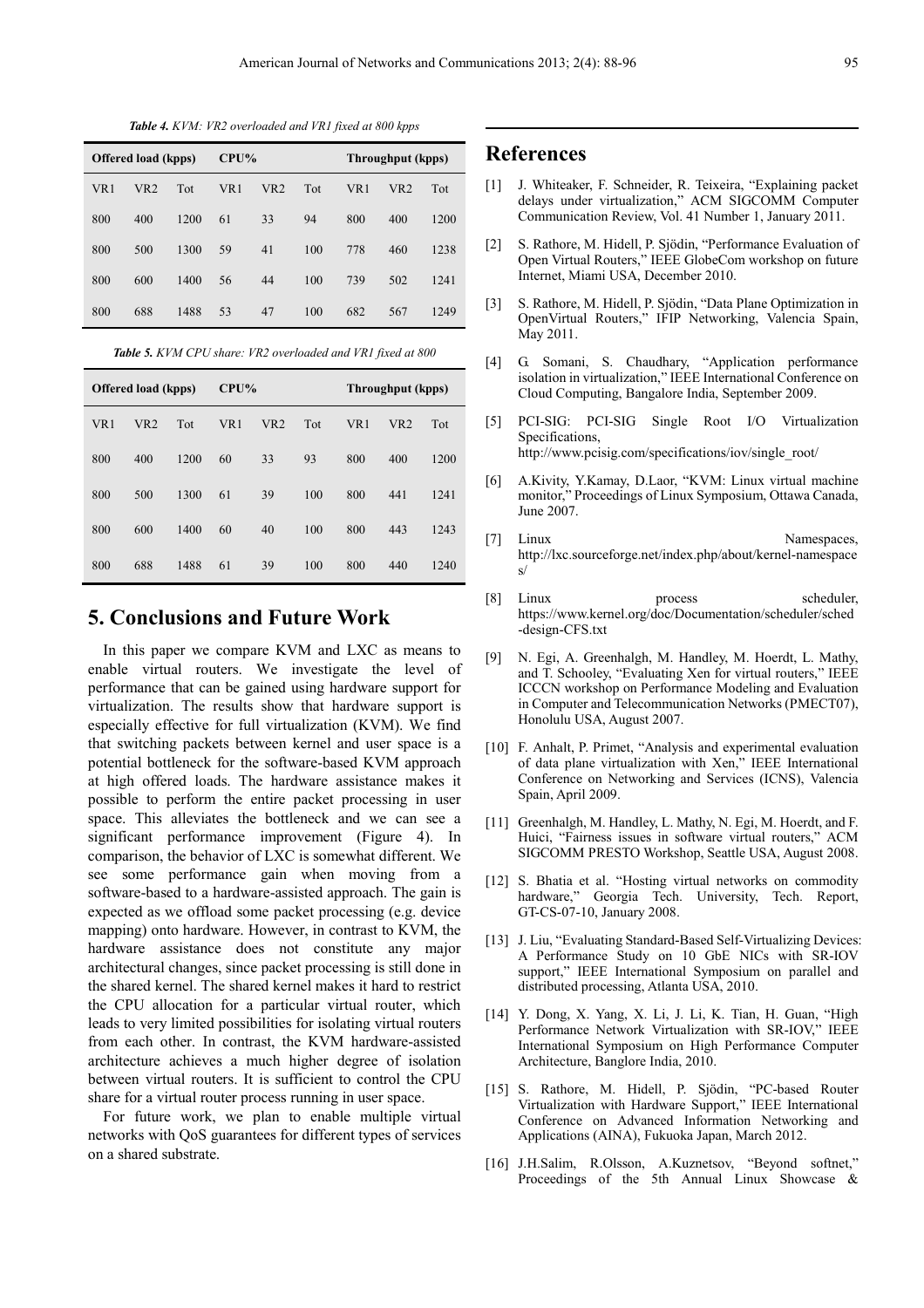*Table 4. KVM: VR2 overloaded and VR1 fixed at 800 kpps*

| Offered load (kpps) | | | CPU% | | | Throughput (kpps) | | |
|---|---|---|---|---|---|---|---|---|
| VR1 | VR2 | Tot | VR1 | VR2 | Tot | VR1 | VR2 | Tot |
| 800 | 400 | 1200 | 61 | 33 | 94 | 800 | 400 | 1200 |
| 800 | 500 | 1300 | 59 | 41 | 100 | 778 | 460 | 1238 |
| 800 | 600 | 1400 | 56 | 44 | 100 | 739 | 502 | 1241 |
| 800 | 688 | 1488 | 53 | 47 | 100 | 682 | 567 | 1249 |

*Table 5. KVM CPU share: VR2 overloaded and VR1 fixed at 800*

| Offered load (kpps) | | | CPU% | | | Throughput (kpps) | | |
|---|---|---|---|---|---|---|---|---|
| VR1 | VR2 | Tot | VR1 | VR2 | Tot | VR1 | VR2 | Tot |
| 800 | 400 | 1200 | 60 | 33 | 93 | 800 | 400 | 1200 |
| 800 | 500 | 1300 | 61 | 39 | 100 | 800 | 441 | 1241 |
| 800 | 600 | 1400 | 60 | 40 | 100 | 800 | 443 | 1243 |
| 800 | 688 | 1488 | 61 | 39 | 100 | 800 | 440 | 1240 |

## 5. Conclusions and Future Work

In this paper we compare KVM and LXC as means to enable virtual routers. We investigate the level of performance that can be gained using hardware support for virtualization. The results show that hardware support is especially effective for full virtualization (KVM). We find that switching packets between kernel and user space is a potential bottleneck for the software-based KVM approach at high offered loads. The hardware assistance makes it possible to perform the entire packet processing in user space. This alleviates the bottleneck and we can see a significant performance improvement (Figure 4). In comparison, the behavior of LXC is somewhat different. We see some performance gain when moving from a software-based to a hardware-assisted approach. The gain is expected as we offload some packet processing (e.g. device mapping) onto hardware. However, in contrast to KVM, the hardware assistance does not constitute any major architectural changes, since packet processing is still done in the shared kernel. The shared kernel makes it hard to restrict the CPU allocation for a particular virtual router, which leads to very limited possibilities for isolating virtual routers from each other. In contrast, the KVM hardware-assisted architecture achieves a much higher degree of isolation between virtual routers. It is sufficient to control the CPU share for a virtual router process running in user space.

For future work, we plan to enable multiple virtual networks with QoS guarantees for different types of services on a shared substrate.

## References

[1] J. Whiteaker, F. Schneider, R. Teixeira, "Explaining packet delays under virtualization," ACM SIGCOMM Computer Communication Review, Vol. 41 Number 1, January 2011.

[2] S. Rathore, M. Hidell, P. Sjödin, "Performance Evaluation of Open Virtual Routers," IEEE GlobeCom workshop on future Internet, Miami USA, December 2010.

[3] S. Rathore, M. Hidell, P. Sjödin, "Data Plane Optimization in OpenVirtual Routers," IFIP Networking, Valencia Spain, May 2011.

[4] G. Somani, S. Chaudhary, "Application performance isolation in virtualization," IEEE International Conference on Cloud Computing, Bangalore India, September 2009.

[5] PCI-SIG: PCI-SIG Single Root I/O Virtualization Specifications, http://www.pcisig.com/specifications/iov/single_root/

[6] A.Kivity, Y.Kamay, D.Laor, "KVM: Linux virtual machine monitor," Proceedings of Linux Symposium, Ottawa Canada, June 2007.

[7] Linux Namespaces, http://lxc.sourceforge.net/index.php/about/kernel-namespaces/

[8] Linux process scheduler, https://www.kernel.org/doc/Documentation/scheduler/sched-design-CFS.txt

[9] N. Egi, A. Greenhalgh, M. Handley, M. Hoerdt, L. Mathy, and T. Schooley, "Evaluating Xen for virtual routers," IEEE ICCCN workshop on Performance Modeling and Evaluation in Computer and Telecommunication Networks (PMECT07), Honolulu USA, August 2007.

[10] F. Anhalt, P. Primet, "Analysis and experimental evaluation of data plane virtualization with Xen," IEEE International Conference on Networking and Services (ICNS), Valencia Spain, April 2009.

[11] Greenhalgh, M. Handley, L. Mathy, N. Egi, M. Hoerdt, and F. Huici, "Fairness issues in software virtual routers," ACM SIGCOMM PRESTO Workshop, Seattle USA, August 2008.

[12] S. Bhatia et al. "Hosting virtual networks on commodity hardware," Georgia Tech. University, Tech. Report, GT-CS-07-10, January 2008.

[13] J. Liu, "Evaluating Standard-Based Self-Virtualizing Devices: A Performance Study on 10 GbE NICs with SR-IOV support," IEEE International Symposium on parallel and distributed processing, Atlanta USA, 2010.

[14] Y. Dong, X. Yang, X. Li, J. Li, K. Tian, H. Guan, "High Performance Network Virtualization with SR-IOV," IEEE International Symposium on High Performance Computer Architecture, Banglore India, 2010.

[15] S. Rathore, M. Hidell, P. Sjödin, "PC-based Router Virtualization with Hardware Support," IEEE International Conference on Advanced Information Networking and Applications (AINA), Fukuoka Japan, March 2012.

[16] J.H.Salim, R.Olsson, A.Kuznetsov, "Beyond softnet," Proceedings of the 5th Annual Linux Showcase &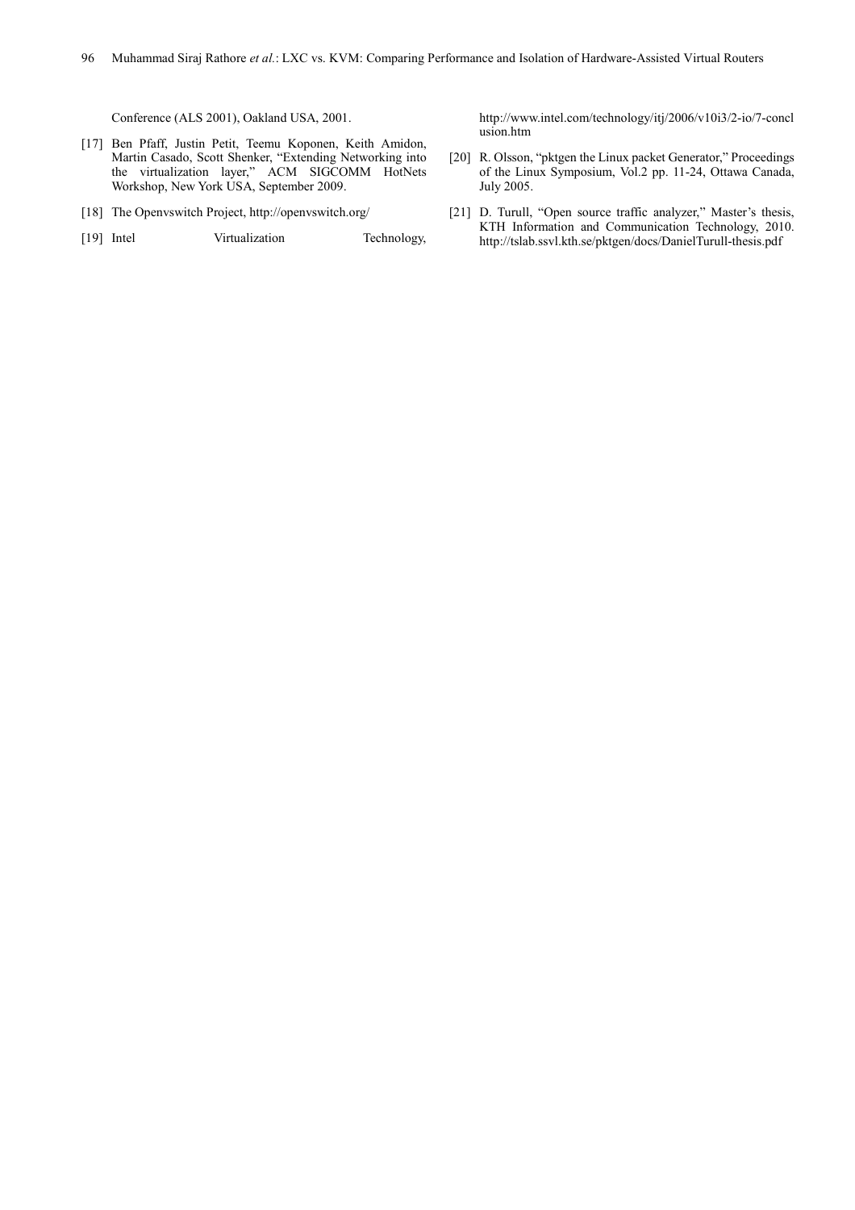Conference (ALS 2001), Oakland USA, 2001.

[17] Ben Pfaff, Justin Petit, Teemu Koponen, Keith Amidon, Martin Casado, Scott Shenker, "Extending Networking into the virtualization layer," ACM SIGCOMM HotNets Workshop, New York USA, September 2009.

[18] The Openvswitch Project, http://openvswitch.org/

[19] Intel Virtualization Technology, http://www.intel.com/technology/itj/2006/v10i3/2-io/7-conclusion.htm

[20] R. Olsson, "pktgen the Linux packet Generator," Proceedings of the Linux Symposium, Vol.2 pp. 11-24, Ottawa Canada, July 2005.

[21] D. Turull, "Open source traffic analyzer," Master's thesis, KTH Information and Communication Technology, 2010. http://tslab.ssvl.kth.se/pktgen/docs/DanielTurull-thesis.pdf